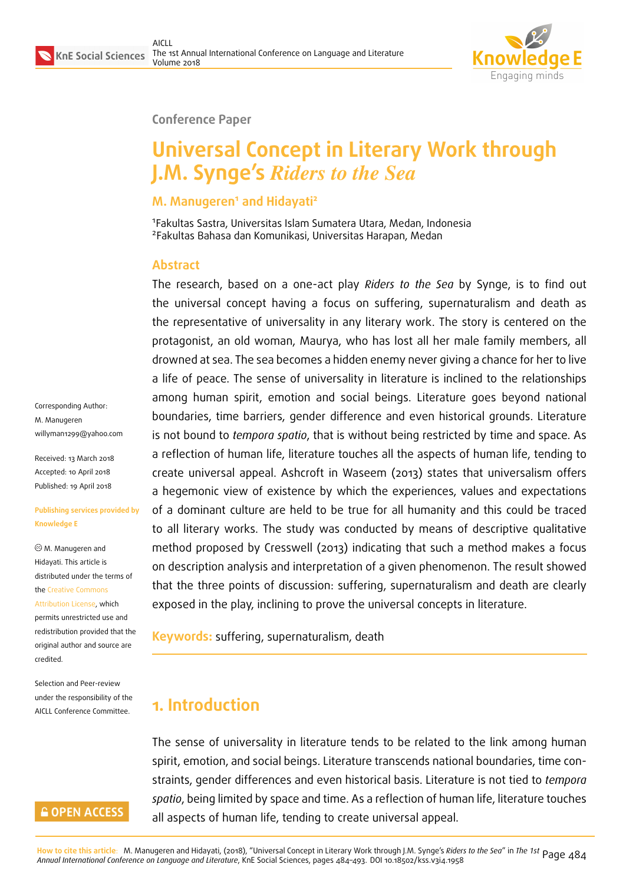Conference Paper

# Universal Concept in Literary Work through J.M. Synge's *Riders to the Sea*

**M. Manugeren[1] and Hidayati[2]**

[1]Fakultas Sastra, Universitas Islam Sumatera Utara, Medan, Indonesia
[2]Fakultas Bahasa dan Komunikasi, Universitas Harapan, Medan

## Abstract

The research, based on a one-act play *Riders to the Sea* by Synge, is to find out the universal concept having a focus on suffering, supernaturalism and death as the representative of universality in any literary work. The story is centered on the protagonist, an old woman, Maurya, who has lost all her male family members, all drowned at sea. The sea becomes a hidden enemy never giving a chance for her to live a life of peace. The sense of universality in literature is inclined to the relationships among human spirit, emotion and social beings. Literature goes beyond national boundaries, time barriers, gender difference and even historical grounds. Literature is not bound to *tempora spatio*, that is without being restricted by time and space. As a reflection of human life, literature touches all the aspects of human life, tending to create universal appeal. Ashcroft in Waseem (2013) states that universalism offers a hegemonic view of existence by which the experiences, values and expectations of a dominant culture are held to be true for all humanity and this could be traced to all literary works. The study was conducted by means of descriptive qualitative method proposed by Cresswell (2013) indicating that such a method makes a focus on description analysis and interpretation of a given phenomenon. The result showed that the three points of discussion: suffering, supernaturalism and death are clearly exposed in the play, inclining to prove the universal concepts in literature.

**Keywords:** suffering, supernaturalism, death

Corresponding Author:
M. Manugeren
willyman1299@yahoo.com

Received: 13 March 2018
Accepted: 10 April 2018
Published: 19 April 2018

**Publishing services provided by Knowledge E**

© M. Manugeren and Hidayati. This article is distributed under the terms of the Creative Commons Attribution License, which permits unrestricted use and redistribution provided that the original author and source are credited.

Selection and Peer-review under the responsibility of the AICLL Conference Committee.

## 1. Introduction

The sense of universality in literature tends to be related to the link among human spirit, emotion, and social beings. Literature transcends national boundaries, time constraints, gender differences and even historical basis. Literature is not tied to *tempora spatio*, being limited by space and time. As a reflection of human life, literature touches all aspects of human life, tending to create universal appeal.

**How to cite this article:** M. Manugeren and Hidayati, (2018), "Universal Concept in Literary Work through J.M. Synge's *Riders to the Sea*" in *The 1st Annual International Conference on Language and Literature*, KnE Social Sciences, pages 484–493. DOI 10.18502/kss.v3i4.1958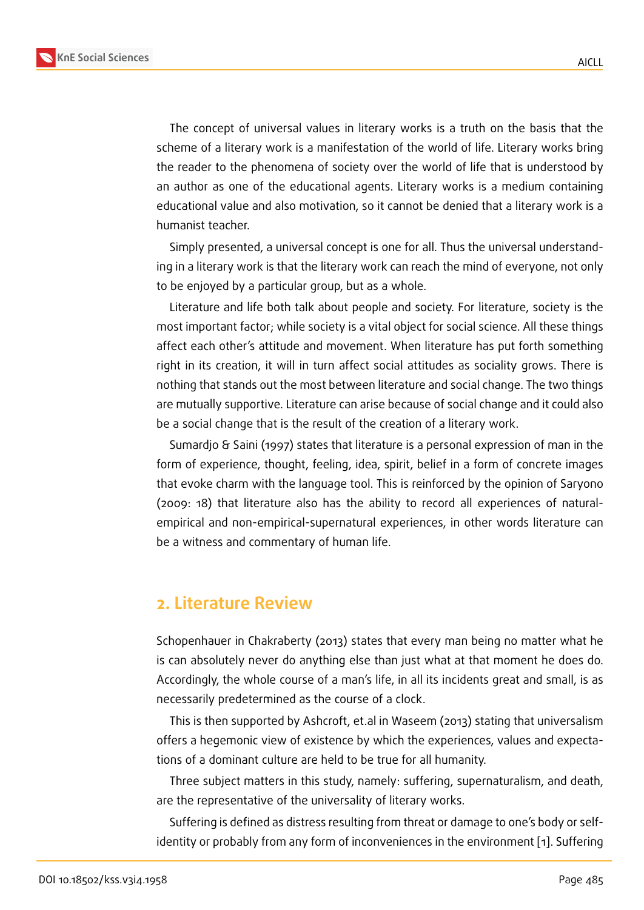The concept of universal values in literary works is a truth on the basis that the scheme of a literary work is a manifestation of the world of life. Literary works bring the reader to the phenomena of society over the world of life that is understood by an author as one of the educational agents. Literary works is a medium containing educational value and also motivation, so it cannot be denied that a literary work is a humanist teacher.

Simply presented, a universal concept is one for all. Thus the universal understanding in a literary work is that the literary work can reach the mind of everyone, not only to be enjoyed by a particular group, but as a whole.

Literature and life both talk about people and society. For literature, society is the most important factor; while society is a vital object for social science. All these things affect each other's attitude and movement. When literature has put forth something right in its creation, it will in turn affect social attitudes as sociality grows. There is nothing that stands out the most between literature and social change. The two things are mutually supportive. Literature can arise because of social change and it could also be a social change that is the result of the creation of a literary work.

Sumardjo & Saini (1997) states that literature is a personal expression of man in the form of experience, thought, feeling, idea, spirit, belief in a form of concrete images that evoke charm with the language tool. This is reinforced by the opinion of Saryono (2009: 18) that literature also has the ability to record all experiences of natural-empirical and non-empirical-supernatural experiences, in other words literature can be a witness and commentary of human life.

## 2. Literature Review

Schopenhauer in Chakraberty (2013) states that every man being no matter what he is can absolutely never do anything else than just what at that moment he does do. Accordingly, the whole course of a man's life, in all its incidents great and small, is as necessarily predetermined as the course of a clock.

This is then supported by Ashcroft, et.al in Waseem (2013) stating that universalism offers a hegemonic view of existence by which the experiences, values and expectations of a dominant culture are held to be true for all humanity.

Three subject matters in this study, namely: suffering, supernaturalism, and death, are the representative of the universality of literary works.

Suffering is defined as distress resulting from threat or damage to one's body or self-identity or probably from any form of inconveniences in the environment [1]. Suffering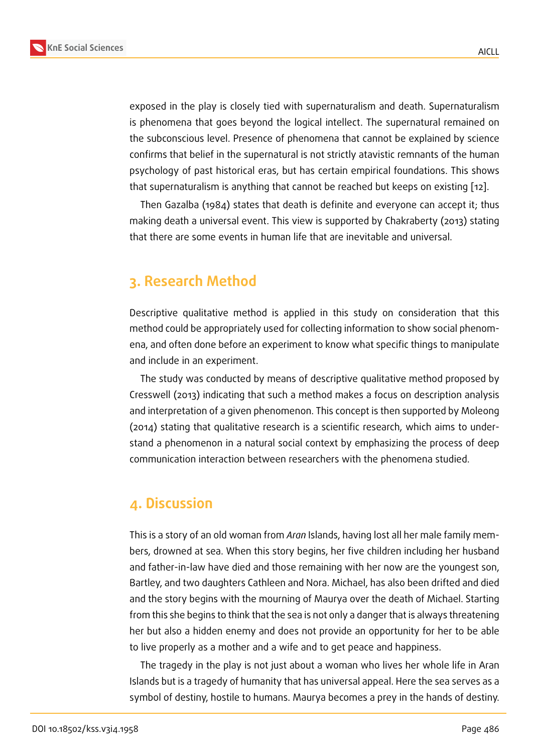exposed in the play is closely tied with supernaturalism and death. Supernaturalism is phenomena that goes beyond the logical intellect. The supernatural remained on the subconscious level. Presence of phenomena that cannot be explained by science confirms that belief in the supernatural is not strictly atavistic remnants of the human psychology of past historical eras, but has certain empirical foundations. This shows that supernaturalism is anything that cannot be reached but keeps on existing [12].

Then Gazalba (1984) states that death is definite and everyone can accept it; thus making death a universal event. This view is supported by Chakraberty (2013) stating that there are some events in human life that are inevitable and universal.

## 3. Research Method

Descriptive qualitative method is applied in this study on consideration that this method could be appropriately used for collecting information to show social phenomena, and often done before an experiment to know what specific things to manipulate and include in an experiment.

The study was conducted by means of descriptive qualitative method proposed by Cresswell (2013) indicating that such a method makes a focus on description analysis and interpretation of a given phenomenon. This concept is then supported by Moleong (2014) stating that qualitative research is a scientific research, which aims to understand a phenomenon in a natural social context by emphasizing the process of deep communication interaction between researchers with the phenomena studied.

## 4. Discussion

This is a story of an old woman from *Aran* Islands, having lost all her male family members, drowned at sea. When this story begins, her five children including her husband and father-in-law have died and those remaining with her now are the youngest son, Bartley, and two daughters Cathleen and Nora. Michael, has also been drifted and died and the story begins with the mourning of Maurya over the death of Michael. Starting from this she begins to think that the sea is not only a danger that is always threatening her but also a hidden enemy and does not provide an opportunity for her to be able to live properly as a mother and a wife and to get peace and happiness.

The tragedy in the play is not just about a woman who lives her whole life in Aran Islands but is a tragedy of humanity that has universal appeal. Here the sea serves as a symbol of destiny, hostile to humans. Maurya becomes a prey in the hands of destiny.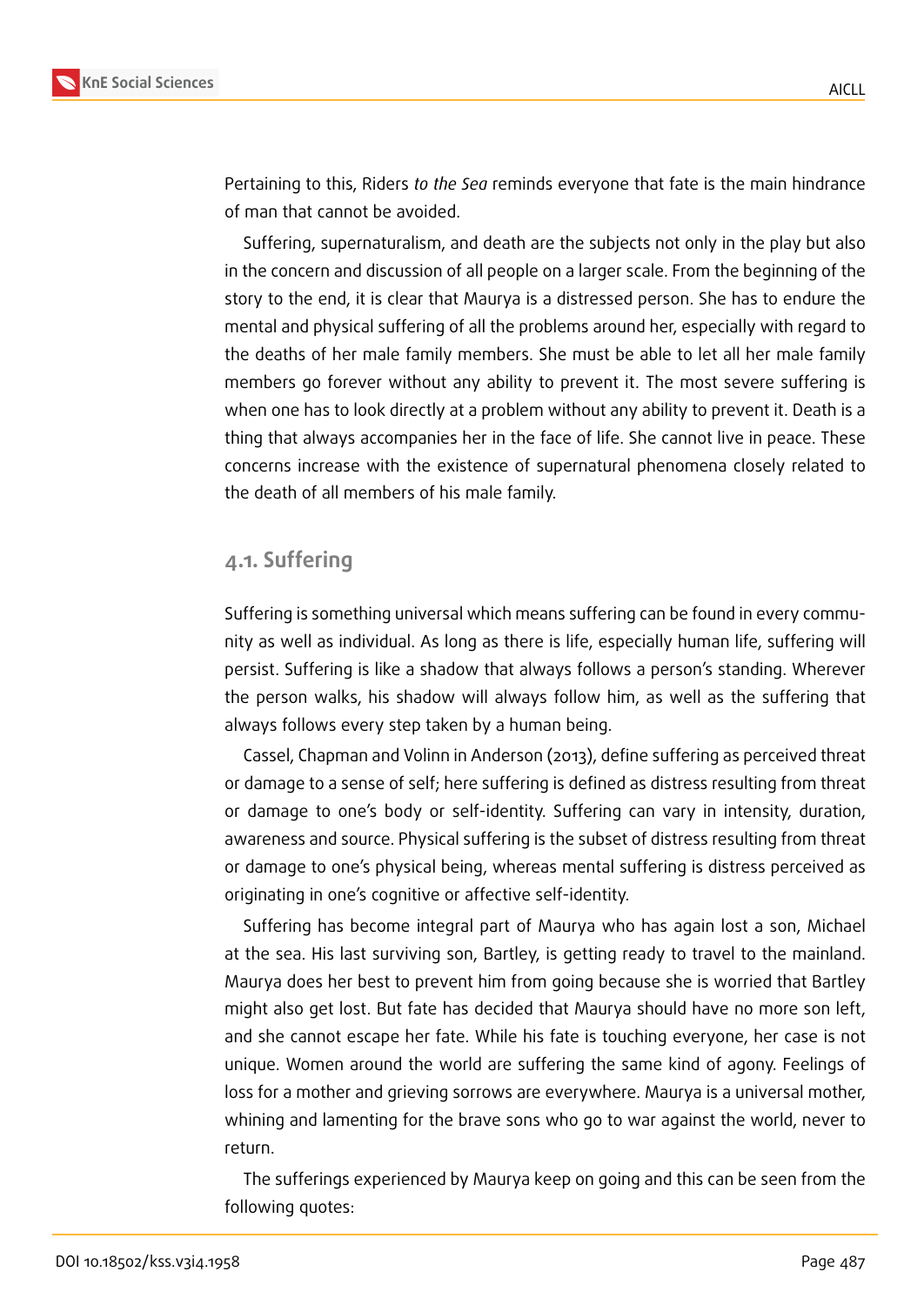Pertaining to this, Riders *to the Sea* reminds everyone that fate is the main hindrance of man that cannot be avoided.

Suffering, supernaturalism, and death are the subjects not only in the play but also in the concern and discussion of all people on a larger scale. From the beginning of the story to the end, it is clear that Maurya is a distressed person. She has to endure the mental and physical suffering of all the problems around her, especially with regard to the deaths of her male family members. She must be able to let all her male family members go forever without any ability to prevent it. The most severe suffering is when one has to look directly at a problem without any ability to prevent it. Death is a thing that always accompanies her in the face of life. She cannot live in peace. These concerns increase with the existence of supernatural phenomena closely related to the death of all members of his male family.

## 4.1. Suffering

Suffering is something universal which means suffering can be found in every community as well as individual. As long as there is life, especially human life, suffering will persist. Suffering is like a shadow that always follows a person's standing. Wherever the person walks, his shadow will always follow him, as well as the suffering that always follows every step taken by a human being.

Cassel, Chapman and Volinn in Anderson (2013), define suffering as perceived threat or damage to a sense of self; here suffering is defined as distress resulting from threat or damage to one's body or self-identity. Suffering can vary in intensity, duration, awareness and source. Physical suffering is the subset of distress resulting from threat or damage to one's physical being, whereas mental suffering is distress perceived as originating in one's cognitive or affective self-identity.

Suffering has become integral part of Maurya who has again lost a son, Michael at the sea. His last surviving son, Bartley, is getting ready to travel to the mainland. Maurya does her best to prevent him from going because she is worried that Bartley might also get lost. But fate has decided that Maurya should have no more son left, and she cannot escape her fate. While his fate is touching everyone, her case is not unique. Women around the world are suffering the same kind of agony. Feelings of loss for a mother and grieving sorrows are everywhere. Maurya is a universal mother, whining and lamenting for the brave sons who go to war against the world, never to return.

The sufferings experienced by Maurya keep on going and this can be seen from the following quotes: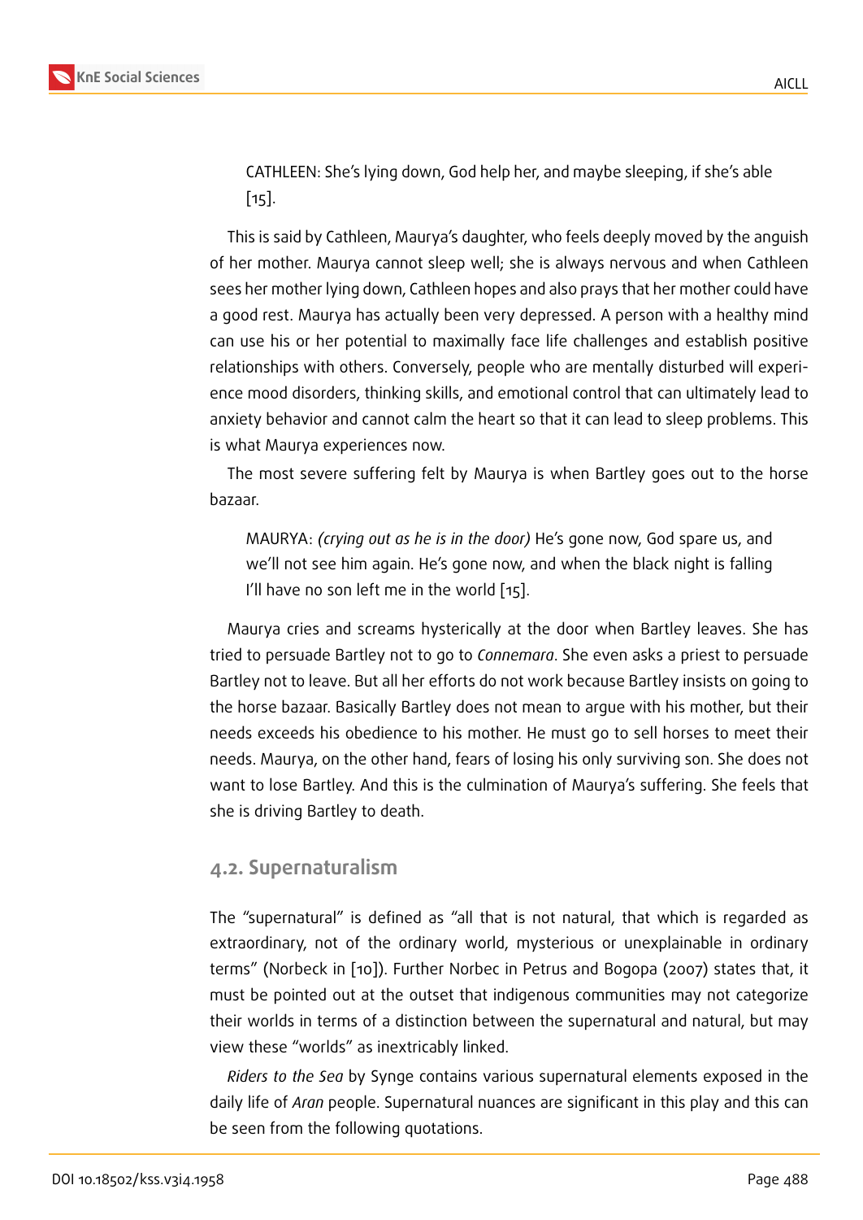> CATHLEEN: She's lying down, God help her, and maybe sleeping, if she's able [15].

This is said by Cathleen, Maurya's daughter, who feels deeply moved by the anguish of her mother. Maurya cannot sleep well; she is always nervous and when Cathleen sees her mother lying down, Cathleen hopes and also prays that her mother could have a good rest. Maurya has actually been very depressed. A person with a healthy mind can use his or her potential to maximally face life challenges and establish positive relationships with others. Conversely, people who are mentally disturbed will experience mood disorders, thinking skills, and emotional control that can ultimately lead to anxiety behavior and cannot calm the heart so that it can lead to sleep problems. This is what Maurya experiences now.

The most severe suffering felt by Maurya is when Bartley goes out to the horse bazaar.

> MAURYA: *(crying out as he is in the door)* He's gone now, God spare us, and we'll not see him again. He's gone now, and when the black night is falling I'll have no son left me in the world [15].

Maurya cries and screams hysterically at the door when Bartley leaves. She has tried to persuade Bartley not to go to *Connemara*. She even asks a priest to persuade Bartley not to leave. But all her efforts do not work because Bartley insists on going to the horse bazaar. Basically Bartley does not mean to argue with his mother, but their needs exceeds his obedience to his mother. He must go to sell horses to meet their needs. Maurya, on the other hand, fears of losing his only surviving son. She does not want to lose Bartley. And this is the culmination of Maurya's suffering. She feels that she is driving Bartley to death.

## 4.2. Supernaturalism

The "supernatural" is defined as "all that is not natural, that which is regarded as extraordinary, not of the ordinary world, mysterious or unexplainable in ordinary terms" (Norbeck in [10]). Further Norbec in Petrus and Bogopa (2007) states that, it must be pointed out at the outset that indigenous communities may not categorize their worlds in terms of a distinction between the supernatural and natural, but may view these "worlds" as inextricably linked.

*Riders to the Sea* by Synge contains various supernatural elements exposed in the daily life of *Aran* people. Supernatural nuances are significant in this play and this can be seen from the following quotations.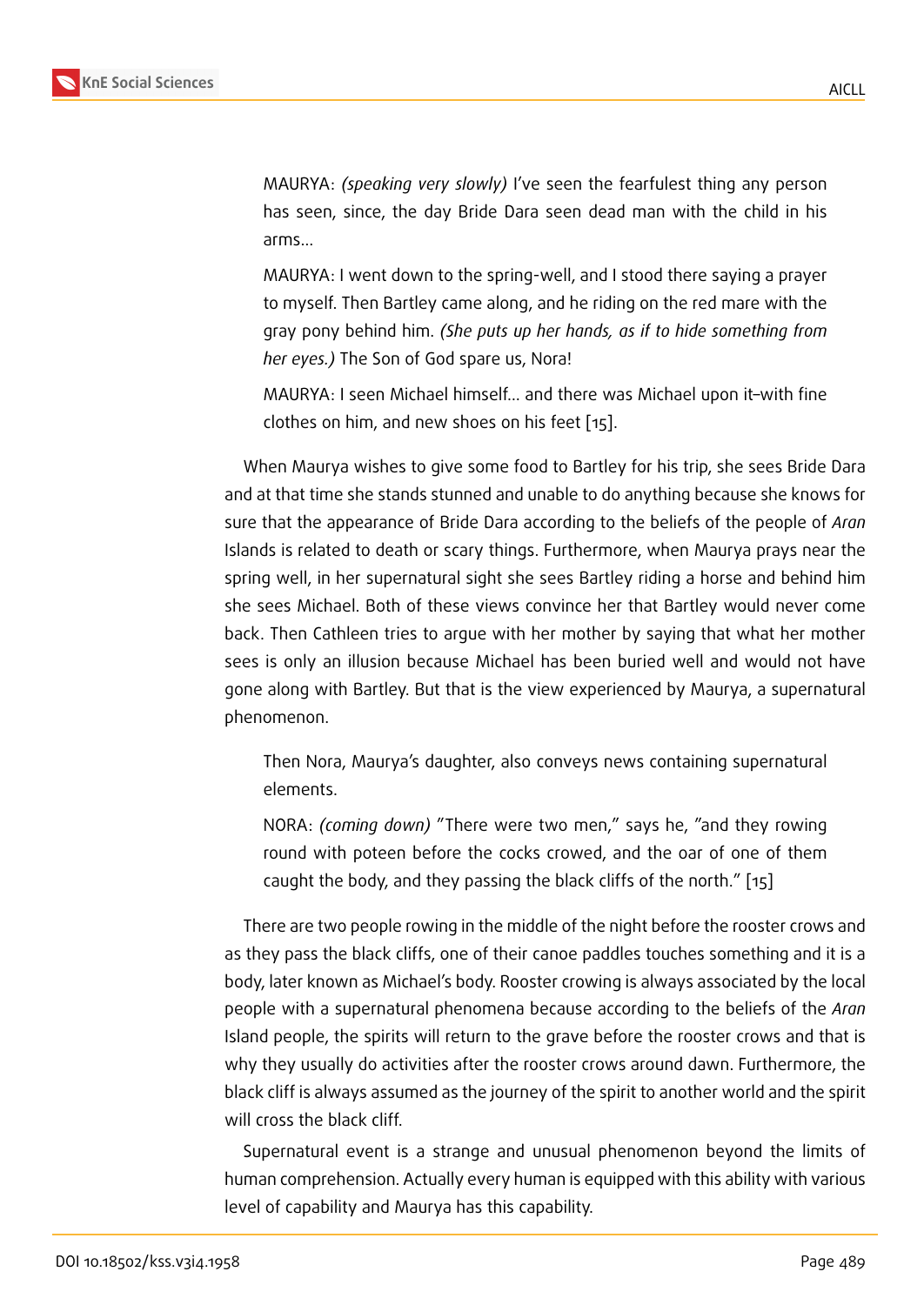> MAURYA: *(speaking very slowly)* I've seen the fearfulest thing any person has seen, since, the day Bride Dara seen dead man with the child in his arms...
>
> MAURYA: I went down to the spring-well, and I stood there saying a prayer to myself. Then Bartley came along, and he riding on the red mare with the gray pony behind him. *(She puts up her hands, as if to hide something from her eyes.)* The Son of God spare us, Nora!
>
> MAURYA: I seen Michael himself... and there was Michael upon it–with fine clothes on him, and new shoes on his feet [15].

When Maurya wishes to give some food to Bartley for his trip, she sees Bride Dara and at that time she stands stunned and unable to do anything because she knows for sure that the appearance of Bride Dara according to the beliefs of the people of *Aran* Islands is related to death or scary things. Furthermore, when Maurya prays near the spring well, in her supernatural sight she sees Bartley riding a horse and behind him she sees Michael. Both of these views convince her that Bartley would never come back. Then Cathleen tries to argue with her mother by saying that what her mother sees is only an illusion because Michael has been buried well and would not have gone along with Bartley. But that is the view experienced by Maurya, a supernatural phenomenon.

> Then Nora, Maurya's daughter, also conveys news containing supernatural elements.
>
> NORA: *(coming down)* "There were two men," says he, "and they rowing round with poteen before the cocks crowed, and the oar of one of them caught the body, and they passing the black cliffs of the north." [15]

There are two people rowing in the middle of the night before the rooster crows and as they pass the black cliffs, one of their canoe paddles touches something and it is a body, later known as Michael's body. Rooster crowing is always associated by the local people with a supernatural phenomena because according to the beliefs of the *Aran* Island people, the spirits will return to the grave before the rooster crows and that is why they usually do activities after the rooster crows around dawn. Furthermore, the black cliff is always assumed as the journey of the spirit to another world and the spirit will cross the black cliff.

Supernatural event is a strange and unusual phenomenon beyond the limits of human comprehension. Actually every human is equipped with this ability with various level of capability and Maurya has this capability.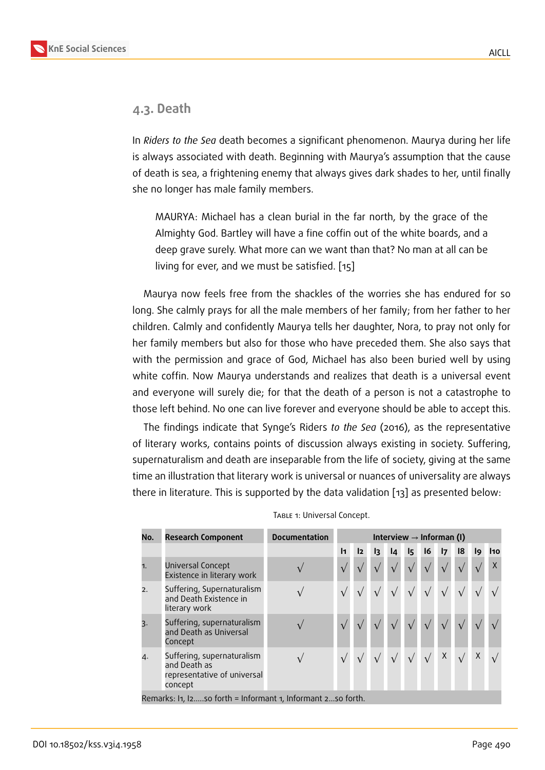## 4.3. Death

In *Riders to the Sea* death becomes a significant phenomenon. Maurya during her life is always associated with death. Beginning with Maurya's assumption that the cause of death is sea, a frightening enemy that always gives dark shades to her, until finally she no longer has male family members.

> MAURYA: Michael has a clean burial in the far north, by the grace of the Almighty God. Bartley will have a fine coffin out of the white boards, and a deep grave surely. What more can we want than that? No man at all can be living for ever, and we must be satisfied. [15]

Maurya now feels free from the shackles of the worries she has endured for so long. She calmly prays for all the male members of her family; from her father to her children. Calmly and confidently Maurya tells her daughter, Nora, to pray not only for her family members but also for those who have preceded them. She also says that with the permission and grace of God, Michael has also been buried well by using white coffin. Now Maurya understands and realizes that death is a universal event and everyone will surely die; for that the death of a person is not a catastrophe to those left behind. No one can live forever and everyone should be able to accept this.

The findings indicate that Synge's Riders *to the Sea* (2016), as the representative of literary works, contains points of discussion always existing in society. Suffering, supernaturalism and death are inseparable from the life of society, giving at the same time an illustration that literary work is universal or nuances of universality are always there in literature. This is supported by the data validation [13] as presented below:

Table 1: Universal Concept.

| No. | Research Component | Documentation | Interview → Informan (I) | | | | | | | | | |
|---|---|---|---|---|---|---|---|---|---|---|---|---|
| | | | I1 | I2 | I3 | I4 | I5 | I6 | I7 | I8 | I9 | I10 |
| 1. | Universal Concept Existence in literary work | √ | √ | √ | √ | √ | √ | √ | √ | √ | √ | X |
| 2. | Suffering, Supernaturalism and Death Existence in literary work | √ | √ | √ | √ | √ | √ | √ | √ | √ | √ | √ |
| 3. | Suffering, Supernaturalism and Death as Universal Concept | √ | √ | √ | √ | √ | √ | √ | √ | √ | √ | √ |
| 4. | Suffering, supernaturalism and Death as representative of universal concept | √ | √ | √ | √ | √ | √ | √ | X | √ | X | √ |

Remarks: I1, I2.....so forth = Informant 1, Informant 2...so forth.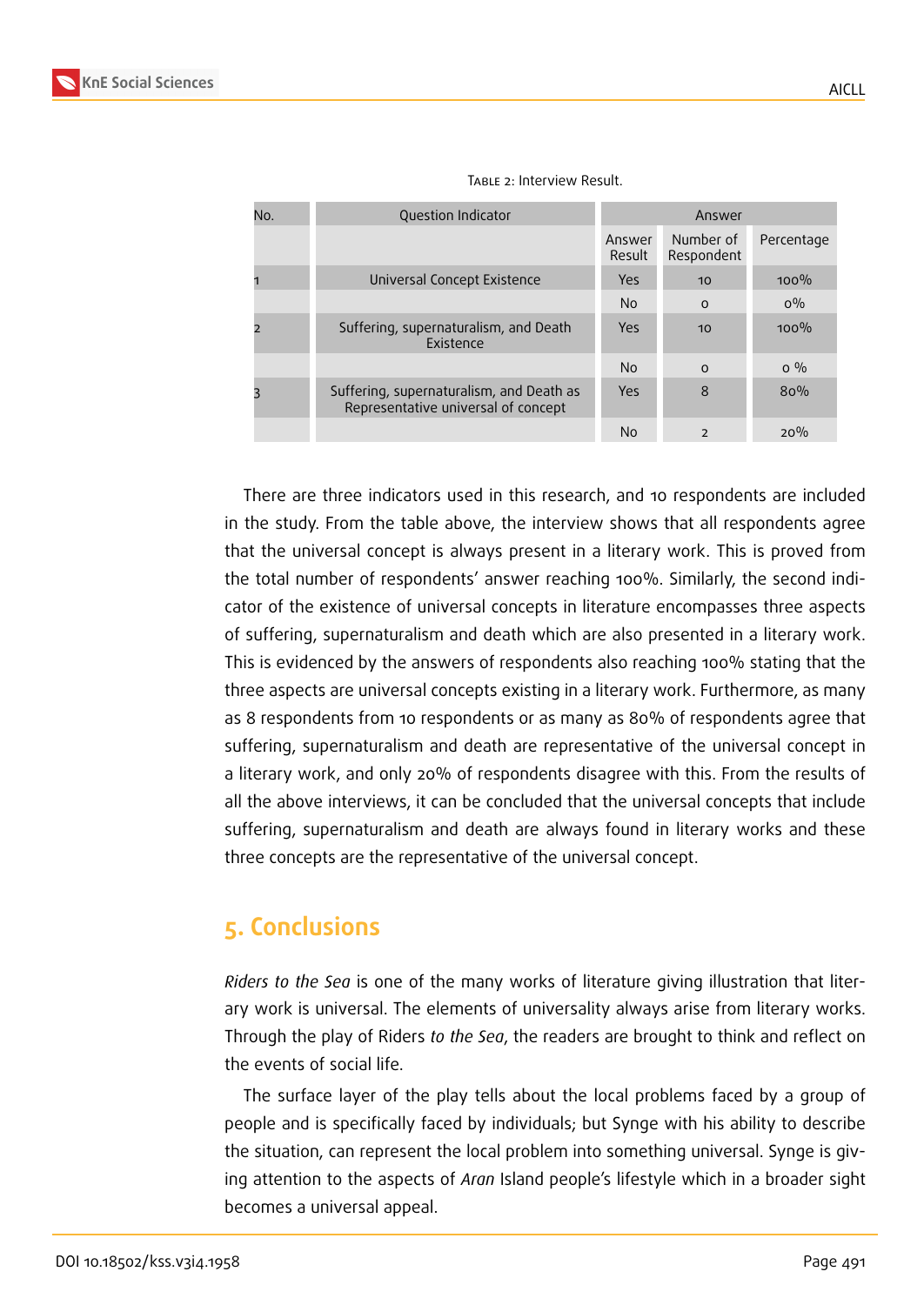Table 2: Interview Result.

| No. | Question Indicator | Answer | | |
|---|---|---|---|---|
| | | Answer Result | Number of Respondent | Percentage |
| 1 | Universal Concept Existence | Yes | 10 | 100% |
| | | No | 0 | 0% |
| 2 | Suffering, supernaturalism, and Death Existence | Yes | 10 | 100% |
| | | No | 0 | 0 % |
| 3 | Suffering, supernaturalism, and Death as Representative universal of concept | Yes | 8 | 80% |
| | | No | 2 | 20% |

There are three indicators used in this research, and 10 respondents are included in the study. From the table above, the interview shows that all respondents agree that the universal concept is always present in a literary work. This is proved from the total number of respondents' answer reaching 100%. Similarly, the second indicator of the existence of universal concepts in literature encompasses three aspects of suffering, supernaturalism and death which are also presented in a literary work. This is evidenced by the answers of respondents also reaching 100% stating that the three aspects are universal concepts existing in a literary work. Furthermore, as many as 8 respondents from 10 respondents or as many as 80% of respondents agree that suffering, supernaturalism and death are representative of the universal concept in a literary work, and only 20% of respondents disagree with this. From the results of all the above interviews, it can be concluded that the universal concepts that include suffering, supernaturalism and death are always found in literary works and these three concepts are the representative of the universal concept.

## 5. Conclusions

*Riders to the Sea* is one of the many works of literature giving illustration that literary work is universal. The elements of universality always arise from literary works. Through the play of Riders *to the Sea*, the readers are brought to think and reflect on the events of social life.

The surface layer of the play tells about the local problems faced by a group of people and is specifically faced by individuals; but Synge with his ability to describe the situation, can represent the local problem into something universal. Synge is giving attention to the aspects of *Aran* Island people's lifestyle which in a broader sight becomes a universal appeal.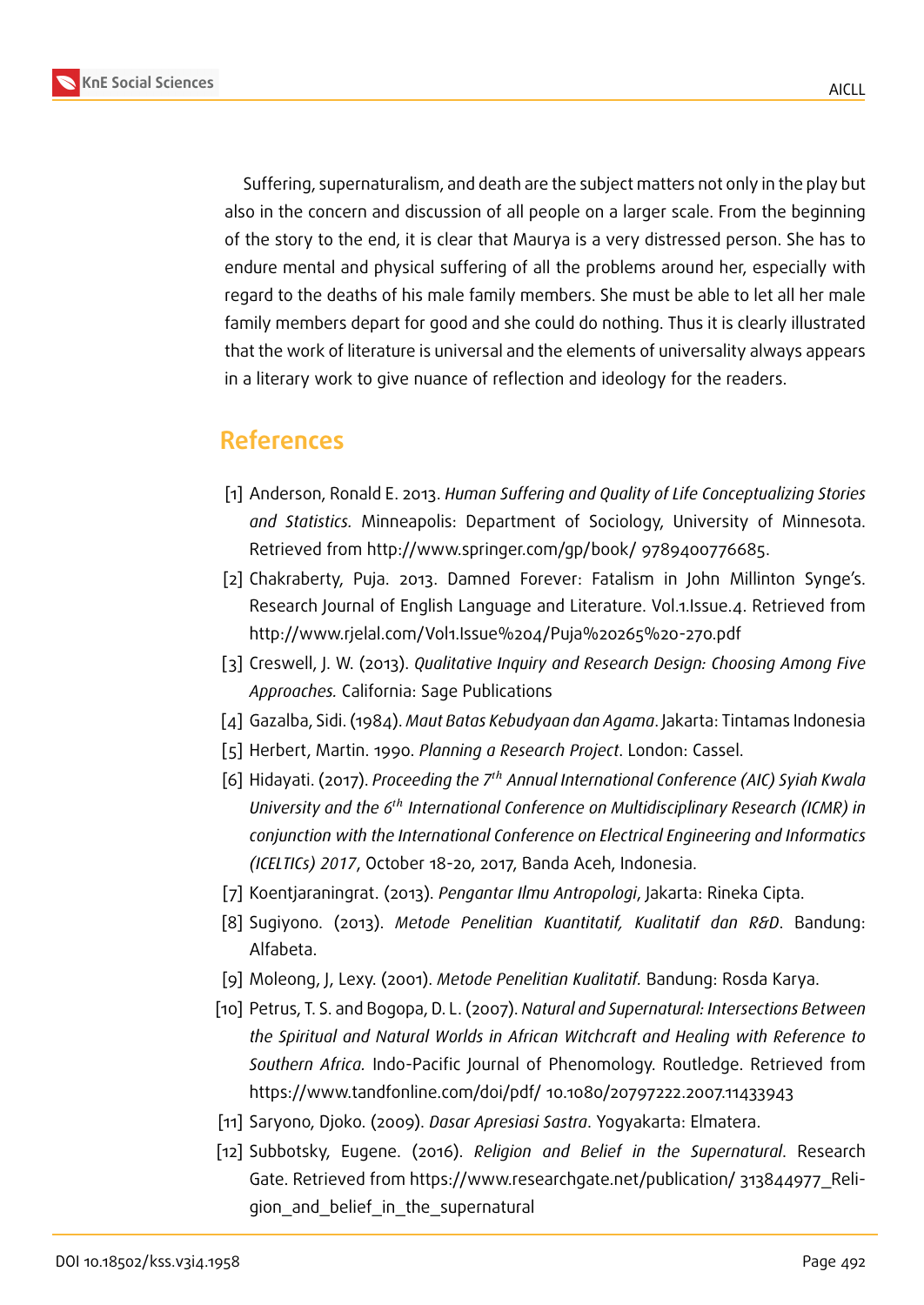Suffering, supernaturalism, and death are the subject matters not only in the play but also in the concern and discussion of all people on a larger scale. From the beginning of the story to the end, it is clear that Maurya is a very distressed person. She has to endure mental and physical suffering of all the problems around her, especially with regard to the deaths of his male family members. She must be able to let all her male family members depart for good and she could do nothing. Thus it is clearly illustrated that the work of literature is universal and the elements of universality always appears in a literary work to give nuance of reflection and ideology for the readers.

## References

[1] Anderson, Ronald E. 2013. *Human Suffering and Quality of Life Conceptualizing Stories and Statistics.* Minneapolis: Department of Sociology, University of Minnesota. Retrieved from http://www.springer.com/gp/book/ 9789400776685.

[2] Chakraberty, Puja. 2013. Damned Forever: Fatalism in John Millinton Synge's. Research Journal of English Language and Literature. Vol.1.Issue.4. Retrieved from http://www.rjelal.com/Vol1.Issue%204/Puja%20265%20-270.pdf

[3] Creswell, J. W. (2013). *Qualitative Inquiry and Research Design: Choosing Among Five Approaches.* California: Sage Publications

[4] Gazalba, Sidi. (1984). *Maut Batas Kebudyaan dan Agama*. Jakarta: Tintamas Indonesia

[5] Herbert, Martin. 1990. *Planning a Research Project*. London: Cassel.

[6] Hidayati. (2017). *Proceeding the 7th Annual International Conference (AIC) Syiah Kwala University and the 6th International Conference on Multidisciplinary Research (ICMR) in conjunction with the International Conference on Electrical Engineering and Informatics (ICELTICs) 2017*, October 18-20, 2017, Banda Aceh, Indonesia.

[7] Koentjaraningrat. (2013). *Pengantar Ilmu Antropologi*, Jakarta: Rineka Cipta.

[8] Sugiyono. (2013). *Metode Penelitian Kuantitatif, Kualitatif dan R&D*. Bandung: Alfabeta.

[9] Moleong, J, Lexy. (2001). *Metode Penelitian Kualitatif.* Bandung: Rosda Karya.

[10] Petrus, T. S. and Bogopa, D. L. (2007). *Natural and Supernatural: Intersections Between the Spiritual and Natural Worlds in African Witchcraft and Healing with Reference to Southern Africa.* Indo-Pacific Journal of Phenomenology. Routledge. Retrieved from https://www.tandfonline.com/doi/pdf/ 10.1080/20797222.2007.11433943

[11] Saryono, Djoko. (2009). *Dasar Apresiasi Sastra*. Yogyakarta: Elmatera.

[12] Subbotsky, Eugene. (2016). *Religion and Belief in the Supernatural*. Research Gate. Retrieved from https://www.researchgate.net/publication/ 313844977_Religion_and_belief_in_the_supernatural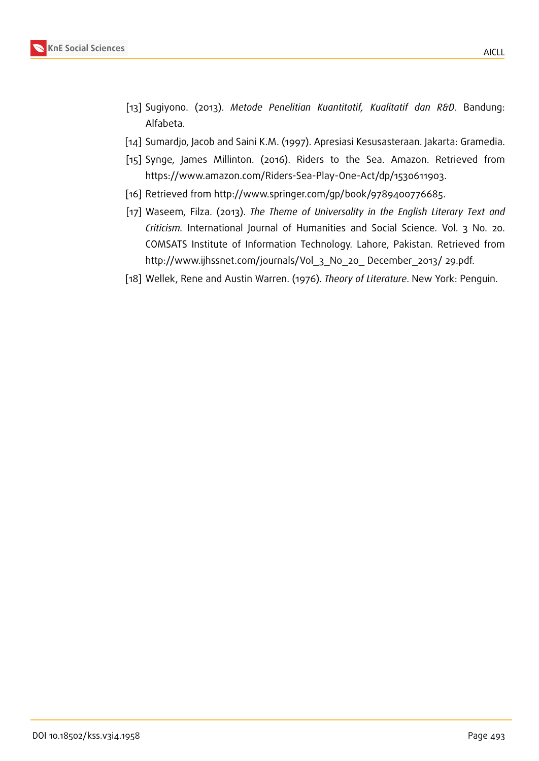[13] Sugiyono. (2013). *Metode Penelitian Kuantitatif, Kualitatif dan R&D*. Bandung: Alfabeta.

[14] Sumardjo, Jacob and Saini K.M. (1997). Apresiasi Kesusasteraan. Jakarta: Gramedia.

[15] Synge, James Millinton. (2016). Riders to the Sea. Amazon. Retrieved from https://www.amazon.com/Riders-Sea-Play-One-Act/dp/1530611903.

[16] Retrieved from http://www.springer.com/gp/book/9789400776685.

[17] Waseem, Filza. (2013). *The Theme of Universality in the English Literary Text and Criticism.* International Journal of Humanities and Social Science. Vol. 3 No. 20. COMSATS Institute of Information Technology. Lahore, Pakistan. Retrieved from http://www.ijhssnet.com/journals/Vol_3_No_20_ December_2013/ 29.pdf.

[18] Wellek, Rene and Austin Warren. (1976). *Theory of Literature*. New York: Penguin.